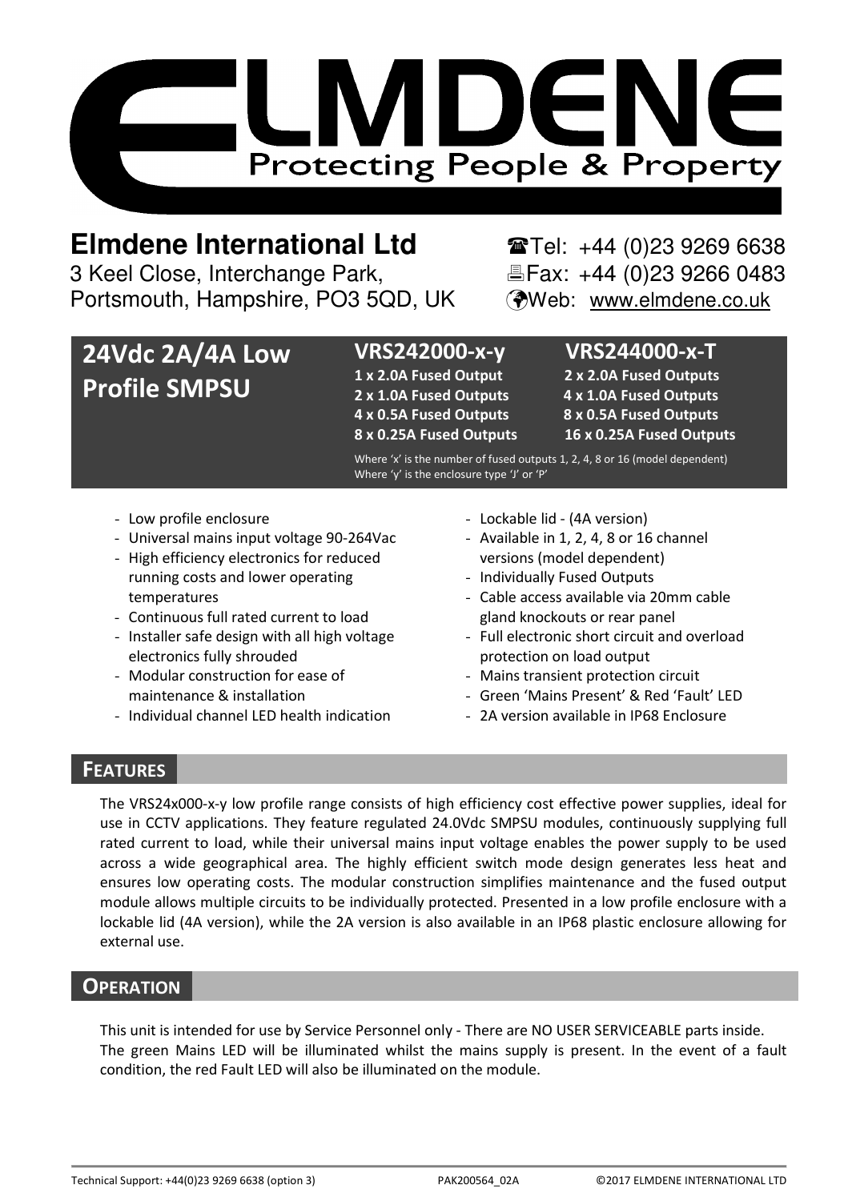# ELMDENE

Protecting People & Property

**Elmdene International Ltd**
3 Keel Close, Interchange Park,
Portsmouth, Hampshire, PO3 5QD, UK

Tel: +44 (0)23 9269 6638
Fax: +44 (0)23 9266 0483
Web: www.elmdene.co.uk

## 24Vdc 2A/4A Low Profile SMPSU

| VRS242000-x-y | VRS244000-x-T |
|---|---|
| 1 x 2.0A Fused Output | 2 x 2.0A Fused Outputs |
| 2 x 1.0A Fused Outputs | 4 x 1.0A Fused Outputs |
| 4 x 0.5A Fused Outputs | 8 x 0.5A Fused Outputs |
| 8 x 0.25A Fused Outputs | 16 x 0.25A Fused Outputs |

Where 'x' is the number of fused outputs 1, 2, 4, 8 or 16 (model dependent)
Where 'y' is the enclosure type 'J' or 'P'

- Low profile enclosure
- Universal mains input voltage 90-264Vac
- High efficiency electronics for reduced running costs and lower operating temperatures
- Continuous full rated current to load
- Installer safe design with all high voltage electronics fully shrouded
- Modular construction for ease of maintenance & installation
- Individual channel LED health indication
- Lockable lid - (4A version)
- Available in 1, 2, 4, 8 or 16 channel versions (model dependent)
- Individually Fused Outputs
- Cable access available via 20mm cable gland knockouts or rear panel
- Full electronic short circuit and overload protection on load output
- Mains transient protection circuit
- Green 'Mains Present' & Red 'Fault' LED
- 2A version available in IP68 Enclosure

## FEATURES

The VRS24x000-x-y low profile range consists of high efficiency cost effective power supplies, ideal for use in CCTV applications. They feature regulated 24.0Vdc SMPSU modules, continuously supplying full rated current to load, while their universal mains input voltage enables the power supply to be used across a wide geographical area. The highly efficient switch mode design generates less heat and ensures low operating costs. The modular construction simplifies maintenance and the fused output module allows multiple circuits to be individually protected. Presented in a low profile enclosure with a lockable lid (4A version), while the 2A version is also available in an IP68 plastic enclosure allowing for external use.

## OPERATION

This unit is intended for use by Service Personnel only - There are NO USER SERVICEABLE parts inside.
The green Mains LED will be illuminated whilst the mains supply is present. In the event of a fault condition, the red Fault LED will also be illuminated on the module.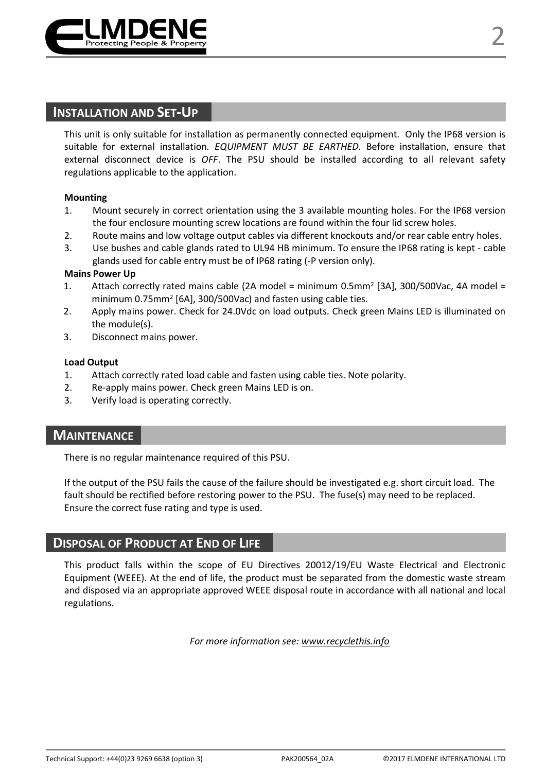## Installation and Set-Up

This unit is only suitable for installation as permanently connected equipment. Only the IP68 version is suitable for external installation. *EQUIPMENT MUST BE EARTHED*. Before installation, ensure that external disconnect device is *OFF*. The PSU should be installed according to all relevant safety regulations applicable to the application.

**Mounting**

1. Mount securely in correct orientation using the 3 available mounting holes. For the IP68 version the four enclosure mounting screw locations are found within the four lid screw holes.
2. Route mains and low voltage output cables via different knockouts and/or rear cable entry holes.
3. Use bushes and cable glands rated to UL94 HB minimum. To ensure the IP68 rating is kept - cable glands used for cable entry must be of IP68 rating (-P version only).

**Mains Power Up**

1. Attach correctly rated mains cable (2A model = minimum 0.5mm$^2$ [3A], 300/500Vac, 4A model = minimum 0.75mm$^2$ [6A], 300/500Vac) and fasten using cable ties.
2. Apply mains power. Check for 24.0Vdc on load outputs. Check green Mains LED is illuminated on the module(s).
3. Disconnect mains power.

**Load Output**

1. Attach correctly rated load cable and fasten using cable ties. Note polarity.
2. Re-apply mains power. Check green Mains LED is on.
3. Verify load is operating correctly.

## Maintenance

There is no regular maintenance required of this PSU.

If the output of the PSU fails the cause of the failure should be investigated e.g. short circuit load. The fault should be rectified before restoring power to the PSU. The fuse(s) may need to be replaced. Ensure the correct fuse rating and type is used.

## Disposal of Product at End of Life

This product falls within the scope of EU Directives 20012/19/EU Waste Electrical and Electronic Equipment (WEEE). At the end of life, the product must be separated from the domestic waste stream and disposed via an appropriate approved WEEE disposal route in accordance with all national and local regulations.

*For more information see: www.recyclethis.info*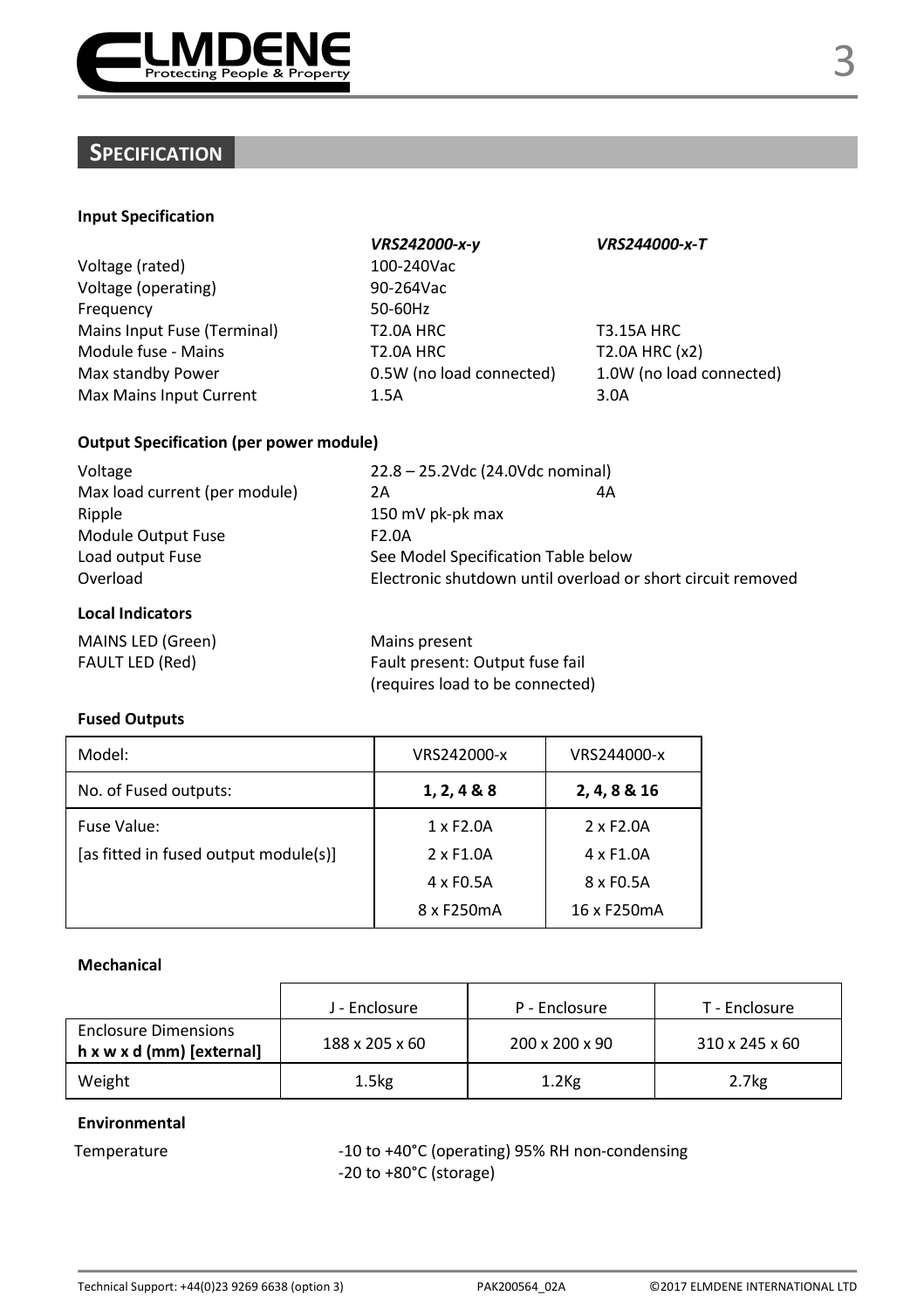## SPECIFICATION

### Input Specification

| | *VRS242000-x-y* | *VRS244000-x-T* |
|---|---|---|
| Voltage (rated) | 100-240Vac | |
| Voltage (operating) | 90-264Vac | |
| Frequency | 50-60Hz | |
| Mains Input Fuse (Terminal) | T2.0A HRC | T3.15A HRC |
| Module fuse - Mains | T2.0A HRC | T2.0A HRC (x2) |
| Max standby Power | 0.5W (no load connected) | 1.0W (no load connected) |
| Max Mains Input Current | 1.5A | 3.0A |

### Output Specification (per power module)

| | | |
|---|---|---|
| Voltage | 22.8 – 25.2Vdc (24.0Vdc nominal) | |
| Max load current (per module) | 2A | 4A |
| Ripple | 150 mV pk-pk max | |
| Module Output Fuse | F2.0A | |
| Load output Fuse | See Model Specification Table below | |
| Overload | Electronic shutdown until overload or short circuit removed | |

### Local Indicators

| | |
|---|---|
| MAINS LED (Green) | Mains present |
| FAULT LED (Red) | Fault present: Output fuse fail (requires load to be connected) |

### Fused Outputs

| Model: | VRS242000-x | VRS244000-x |
|---|---|---|
| No. of Fused outputs: | **1, 2, 4 & 8** | **2, 4, 8 & 16** |
| Fuse Value: [as fitted in fused output module(s)] | 1 x F2.0A<br>2 x F1.0A<br>4 x F0.5A<br>8 x F250mA | 2 x F2.0A<br>4 x F1.0A<br>8 x F0.5A<br>16 x F250mA |

### Mechanical

| | J - Enclosure | P - Enclosure | T - Enclosure |
|---|---|---|---|
| Enclosure Dimensions **h x w x d (mm) [external]** | 188 x 205 x 60 | 200 x 200 x 90 | 310 x 245 x 60 |
| Weight | 1.5kg | 1.2Kg | 2.7kg |

### Environmental

| | |
|---|---|
| Temperature | -10 to +40°C (operating) 95% RH non-condensing<br>-20 to +80°C (storage) |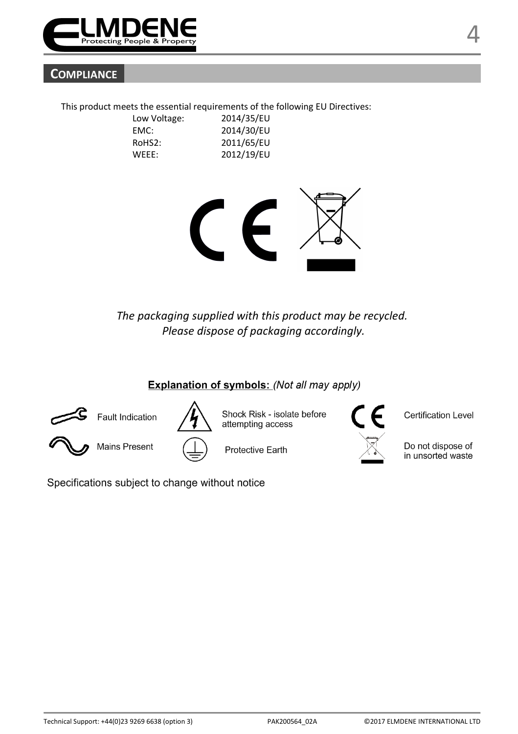## COMPLIANCE

This product meets the essential requirements of the following EU Directives:

| | |
|---|---|
| Low Voltage: | 2014/35/EU |
| EMC: | 2014/30/EU |
| RoHS2: | 2011/65/EU |
| WEEE: | 2012/19/EU |

*The packaging supplied with this product may be recycled.*
*Please dispose of packaging accordingly.*

**Explanation of symbols:** *(Not all may apply)*

Fault Indication

Mains Present

Shock Risk - isolate before attempting access

Protective Earth

Certification Level

Do not dispose of in unsorted waste

Specifications subject to change without notice

Technical Support: +44(0)23 9269 6638 (option 3) PAK200564_02A ©2017 ELMDENE INTERNATIONAL LTD